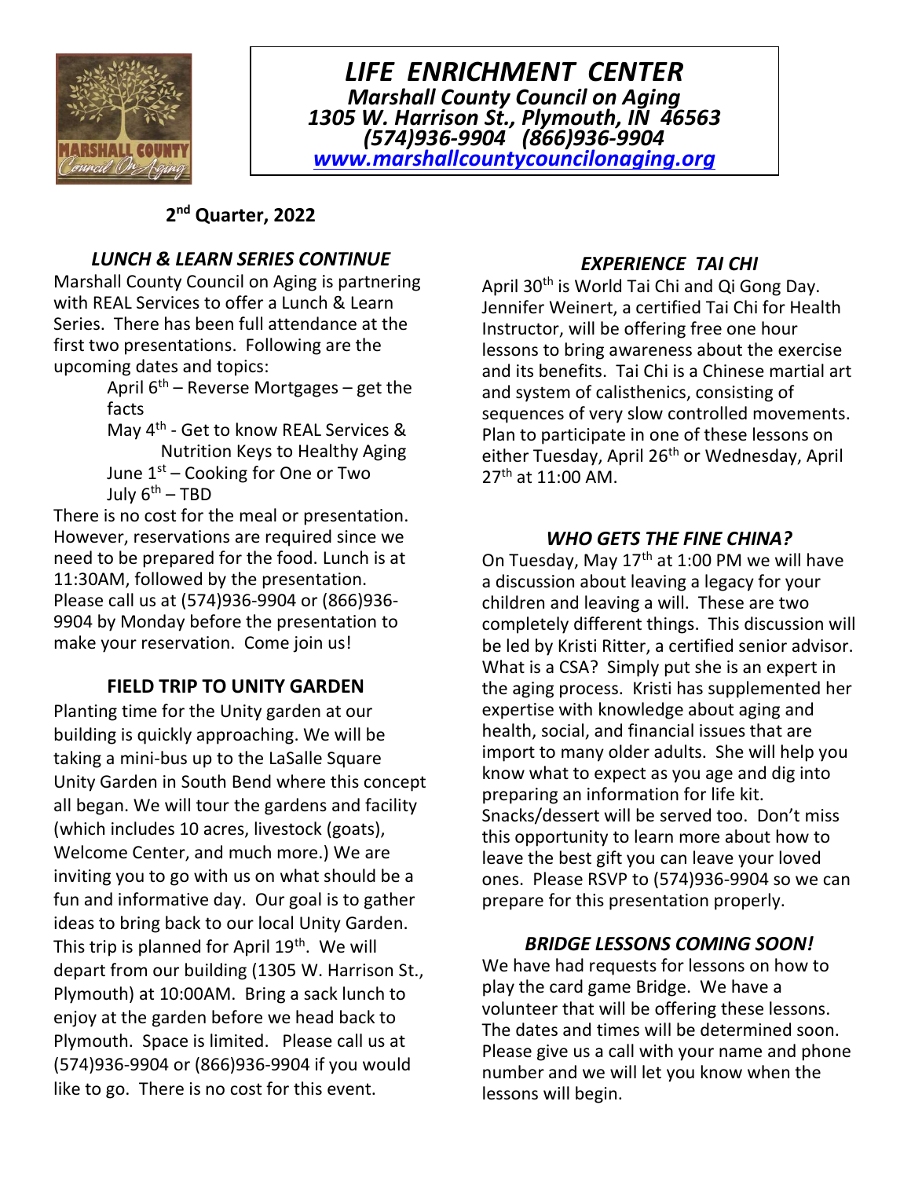# *LIFE ENRICHMENT CENTER*

***Marshall County Council on Aging***
***1305 W. Harrison St., Plymouth, IN 46563***
***(574)936-9904 (866)936-9904***
***www.marshallcountycouncilonaging.org***

**2nd Quarter, 2022**

### *LUNCH & LEARN SERIES CONTINUE*

Marshall County Council on Aging is partnering with REAL Services to offer a Lunch & Learn Series. There has been full attendance at the first two presentations. Following are the upcoming dates and topics:

- April 6th – Reverse Mortgages – get the facts
- May 4th - Get to know REAL Services & Nutrition Keys to Healthy Aging
- June 1st – Cooking for One or Two
- July 6th – TBD

There is no cost for the meal or presentation. However, reservations are required since we need to be prepared for the food. Lunch is at 11:30AM, followed by the presentation. Please call us at (574)936-9904 or (866)936-9904 by Monday before the presentation to make your reservation. Come join us!

### FIELD TRIP TO UNITY GARDEN

Planting time for the Unity garden at our building is quickly approaching. We will be taking a mini-bus up to the LaSalle Square Unity Garden in South Bend where this concept all began. We will tour the gardens and facility (which includes 10 acres, livestock (goats), Welcome Center, and much more.) We are inviting you to go with us on what should be a fun and informative day. Our goal is to gather ideas to bring back to our local Unity Garden. This trip is planned for April 19th. We will depart from our building (1305 W. Harrison St., Plymouth) at 10:00AM. Bring a sack lunch to enjoy at the garden before we head back to Plymouth. Space is limited. Please call us at (574)936-9904 or (866)936-9904 if you would like to go. There is no cost for this event.

### *EXPERIENCE TAI CHI*

April 30th is World Tai Chi and Qi Gong Day. Jennifer Weinert, a certified Tai Chi for Health Instructor, will be offering free one hour lessons to bring awareness about the exercise and its benefits. Tai Chi is a Chinese martial art and system of calisthenics, consisting of sequences of very slow controlled movements. Plan to participate in one of these lessons on either Tuesday, April 26th or Wednesday, April 27th at 11:00 AM.

### *WHO GETS THE FINE CHINA?*

On Tuesday, May 17th at 1:00 PM we will have a discussion about leaving a legacy for your children and leaving a will. These are two completely different things. This discussion will be led by Kristi Ritter, a certified senior advisor. What is a CSA? Simply put she is an expert in the aging process. Kristi has supplemented her expertise with knowledge about aging and health, social, and financial issues that are import to many older adults. She will help you know what to expect as you age and dig into preparing an information for life kit. Snacks/dessert will be served too. Don't miss this opportunity to learn more about how to leave the best gift you can leave your loved ones. Please RSVP to (574)936-9904 so we can prepare for this presentation properly.

### *BRIDGE LESSONS COMING SOON!*

We have had requests for lessons on how to play the card game Bridge. We have a volunteer that will be offering these lessons. The dates and times will be determined soon. Please give us a call with your name and phone number and we will let you know when the lessons will begin.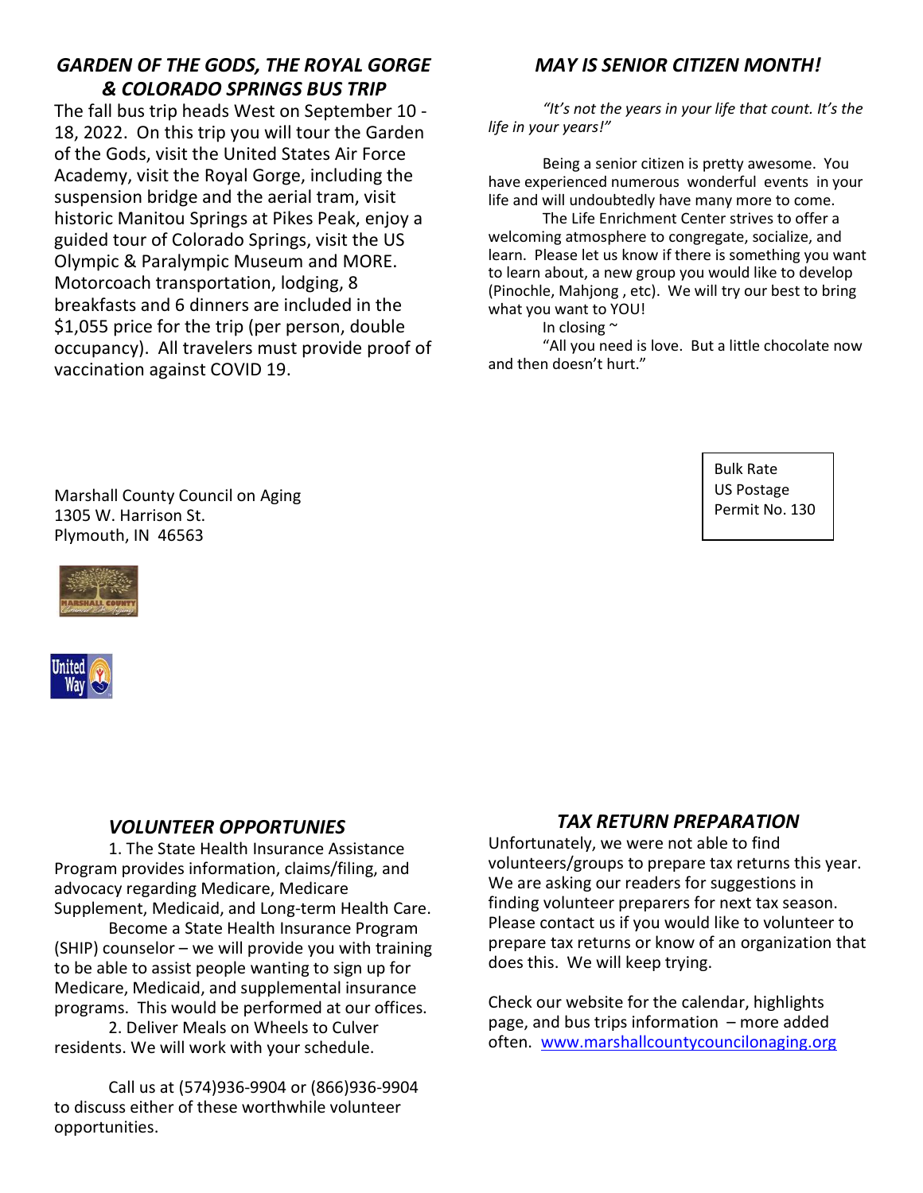## *GARDEN OF THE GODS, THE ROYAL GORGE & COLORADO SPRINGS BUS TRIP*

The fall bus trip heads West on September 10 - 18, 2022. On this trip you will tour the Garden of the Gods, visit the United States Air Force Academy, visit the Royal Gorge, including the suspension bridge and the aerial tram, visit historic Manitou Springs at Pikes Peak, enjoy a guided tour of Colorado Springs, visit the US Olympic & Paralympic Museum and MORE. Motorcoach transportation, lodging, 8 breakfasts and 6 dinners are included in the $1,055 price for the trip (per person, double occupancy). All travelers must provide proof of vaccination against COVID 19.

## *MAY IS SENIOR CITIZEN MONTH!*

*"It's not the years in your life that count. It's the life in your years!"*

Being a senior citizen is pretty awesome. You have experienced numerous wonderful events in your life and will undoubtedly have many more to come.

The Life Enrichment Center strives to offer a welcoming atmosphere to congregate, socialize, and learn. Please let us know if there is something you want to learn about, a new group you would like to develop (Pinochle, Mahjong , etc). We will try our best to bring what you want to YOU!

In closing ~

"All you need is love. But a little chocolate now and then doesn't hurt."

Marshall County Council on Aging
1305 W. Harrison St.
Plymouth, IN 46563

Bulk Rate
US Postage
Permit No. 130

## *VOLUNTEER OPPORTUNIES*

1. The State Health Insurance Assistance Program provides information, claims/filing, and advocacy regarding Medicare, Medicare Supplement, Medicaid, and Long-term Health Care.

Become a State Health Insurance Program (SHIP) counselor – we will provide you with training to be able to assist people wanting to sign up for Medicare, Medicaid, and supplemental insurance programs. This would be performed at our offices.

2. Deliver Meals on Wheels to Culver residents. We will work with your schedule.

Call us at (574)936-9904 or (866)936-9904 to discuss either of these worthwhile volunteer opportunities.

## *TAX RETURN PREPARATION*

Unfortunately, we were not able to find volunteers/groups to prepare tax returns this year. We are asking our readers for suggestions in finding volunteer preparers for next tax season. Please contact us if you would like to volunteer to prepare tax returns or know of an organization that does this. We will keep trying.

Check our website for the calendar, highlights page, and bus trips information – more added often. www.marshallcountycouncilonaging.org